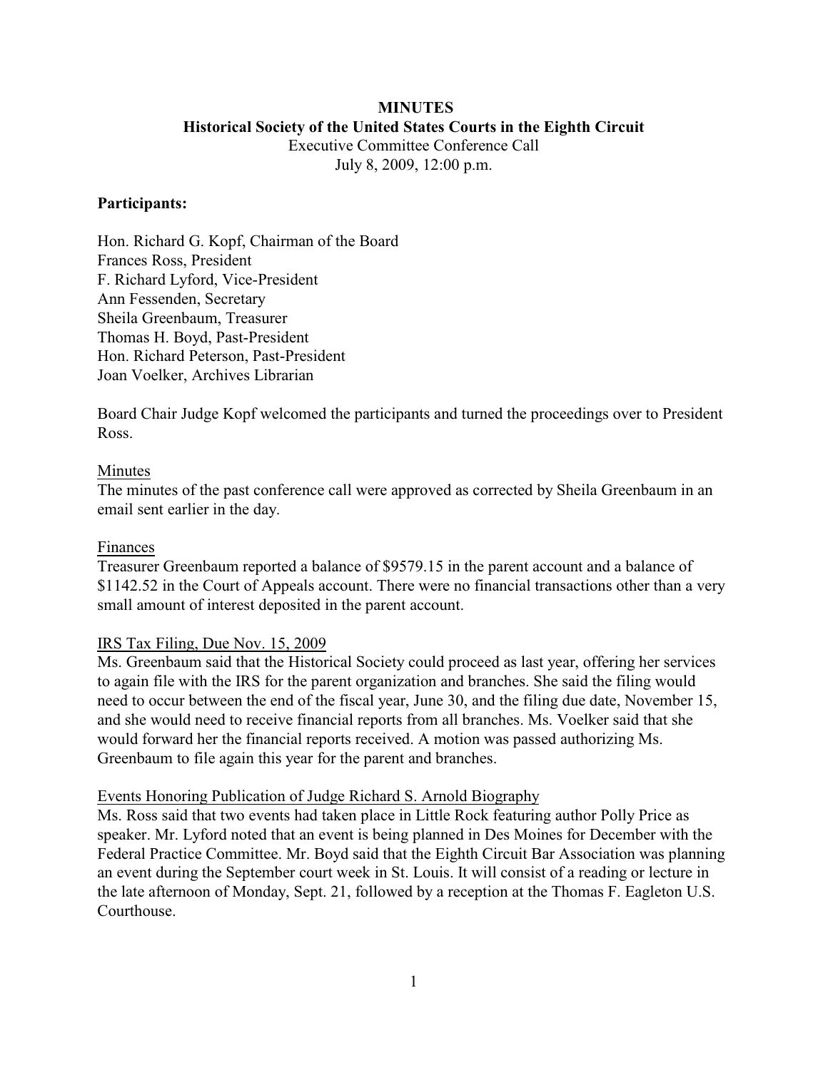**MINUTES**
**Historical Society of the United States Courts in the Eighth Circuit**
Executive Committee Conference Call
July 8, 2009, 12:00 p.m.

**Participants:**

Hon. Richard G. Kopf, Chairman of the Board
Frances Ross, President
F. Richard Lyford, Vice-President
Ann Fessenden, Secretary
Sheila Greenbaum, Treasurer
Thomas H. Boyd, Past-President
Hon. Richard Peterson, Past-President
Joan Voelker, Archives Librarian

Board Chair Judge Kopf welcomed the participants and turned the proceedings over to President Ross.

<u>Minutes</u>
The minutes of the past conference call were approved as corrected by Sheila Greenbaum in an email sent earlier in the day.

<u>Finances</u>
Treasurer Greenbaum reported a balance of $9579.15 in the parent account and a balance of $1142.52 in the Court of Appeals account. There were no financial transactions other than a very small amount of interest deposited in the parent account.

<u>IRS Tax Filing, Due Nov. 15, 2009</u>
Ms. Greenbaum said that the Historical Society could proceed as last year, offering her services to again file with the IRS for the parent organization and branches. She said the filing would need to occur between the end of the fiscal year, June 30, and the filing due date, November 15, and she would need to receive financial reports from all branches. Ms. Voelker said that she would forward her the financial reports received. A motion was passed authorizing Ms. Greenbaum to file again this year for the parent and branches.

<u>Events Honoring Publication of Judge Richard S. Arnold Biography</u>
Ms. Ross said that two events had taken place in Little Rock featuring author Polly Price as speaker. Mr. Lyford noted that an event is being planned in Des Moines for December with the Federal Practice Committee. Mr. Boyd said that the Eighth Circuit Bar Association was planning an event during the September court week in St. Louis. It will consist of a reading or lecture in the late afternoon of Monday, Sept. 21, followed by a reception at the Thomas F. Eagleton U.S. Courthouse.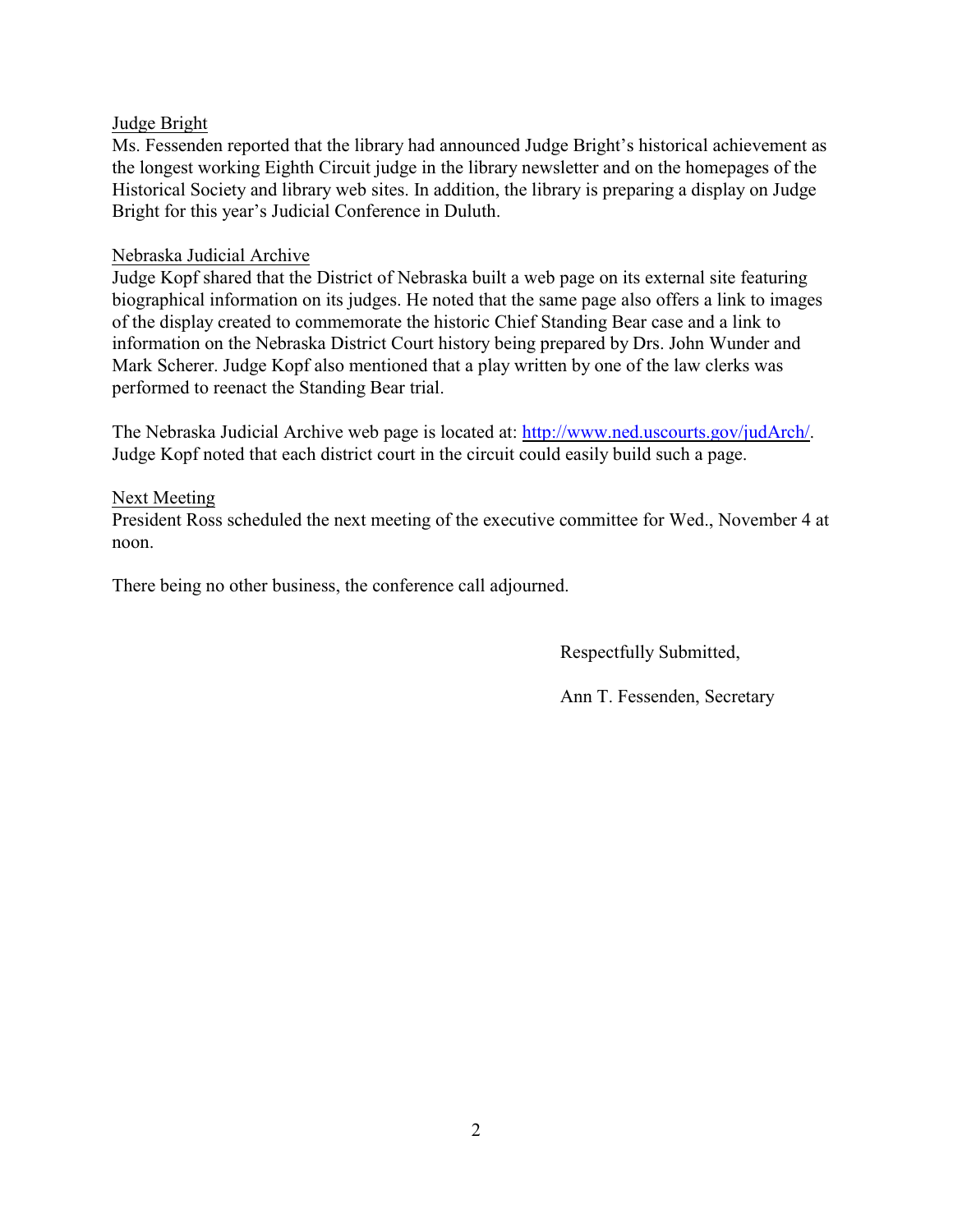Judge Bright

Ms. Fessenden reported that the library had announced Judge Bright's historical achievement as the longest working Eighth Circuit judge in the library newsletter and on the homepages of the Historical Society and library web sites. In addition, the library is preparing a display on Judge Bright for this year's Judicial Conference in Duluth.

Nebraska Judicial Archive

Judge Kopf shared that the District of Nebraska built a web page on its external site featuring biographical information on its judges. He noted that the same page also offers a link to images of the display created to commemorate the historic Chief Standing Bear case and a link to information on the Nebraska District Court history being prepared by Drs. John Wunder and Mark Scherer. Judge Kopf also mentioned that a play written by one of the law clerks was performed to reenact the Standing Bear trial.

The Nebraska Judicial Archive web page is located at: [http://www.ned.uscourts.gov/judArch/](http://www.ned.uscourts.gov/judArch/). Judge Kopf noted that each district court in the circuit could easily build such a page.

Next Meeting

President Ross scheduled the next meeting of the executive committee for Wed., November 4 at noon.

There being no other business, the conference call adjourned.

Respectfully Submitted,

Ann T. Fessenden, Secretary